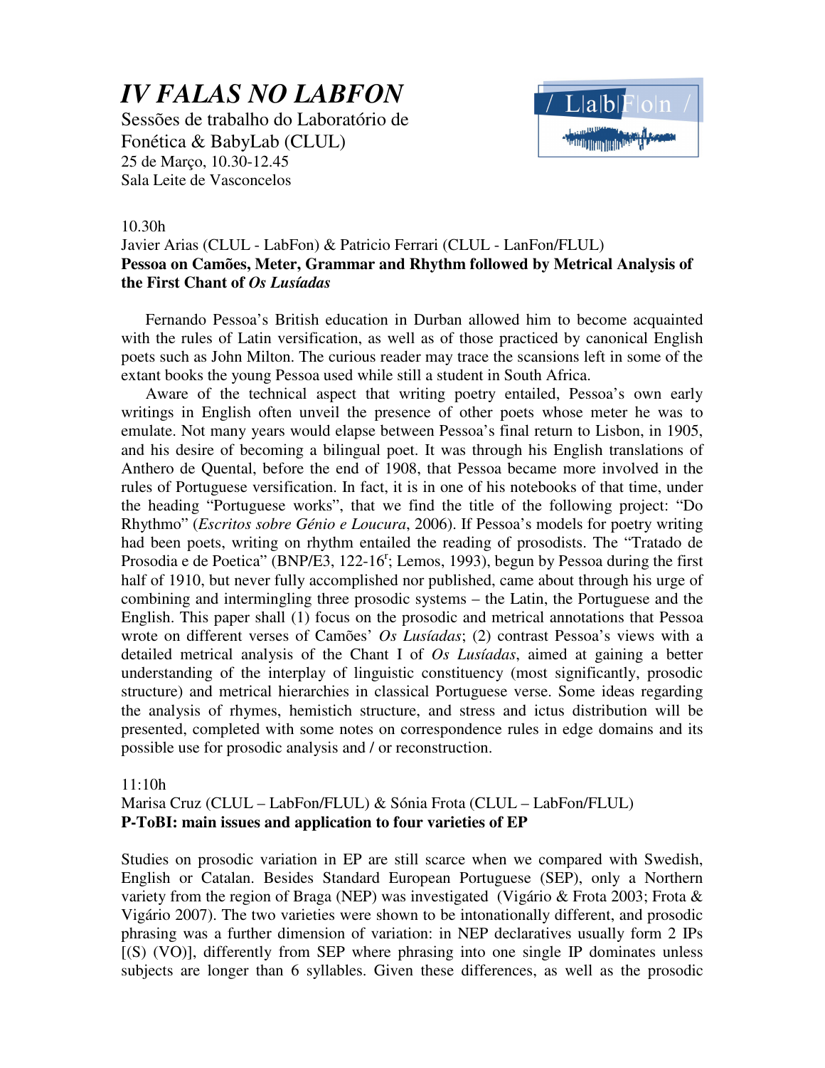# *IV FALAS NO LABFON*

Sessões de trabalho do Laboratório de Fonética & BabyLab (CLUL)
25 de Março, 10.30-12.45
Sala Leite de Vasconcelos

10.30h
Javier Arias (CLUL - LabFon) & Patricio Ferrari (CLUL - LanFon/FLUL)
**Pessoa on Camões, Meter, Grammar and Rhythm followed by Metrical Analysis of the First Chant of *Os Lusíadas***

Fernando Pessoa's British education in Durban allowed him to become acquainted with the rules of Latin versification, as well as of those practiced by canonical English poets such as John Milton. The curious reader may trace the scansions left in some of the extant books the young Pessoa used while still a student in South Africa.

Aware of the technical aspect that writing poetry entailed, Pessoa's own early writings in English often unveil the presence of other poets whose meter he was to emulate. Not many years would elapse between Pessoa's final return to Lisbon, in 1905, and his desire of becoming a bilingual poet. It was through his English translations of Anthero de Quental, before the end of 1908, that Pessoa became more involved in the rules of Portuguese versification. In fact, it is in one of his notebooks of that time, under the heading "Portuguese works", that we find the title of the following project: "Do Rhythmo" (*Escritos sobre Génio e Loucura*, 2006). If Pessoa's models for poetry writing had been poets, writing on rhythm entailed the reading of prosodists. The "Tratado de Prosodia e de Poetica" (BNP/E3, 122-16[r]; Lemos, 1993), begun by Pessoa during the first half of 1910, but never fully accomplished nor published, came about through his urge of combining and intermingling three prosodic systems – the Latin, the Portuguese and the English. This paper shall (1) focus on the prosodic and metrical annotations that Pessoa wrote on different verses of Camões' *Os Lusíadas*; (2) contrast Pessoa's views with a detailed metrical analysis of the Chant I of *Os Lusíadas*, aimed at gaining a better understanding of the interplay of linguistic constituency (most significantly, prosodic structure) and metrical hierarchies in classical Portuguese verse. Some ideas regarding the analysis of rhymes, hemistich structure, and stress and ictus distribution will be presented, completed with some notes on correspondence rules in edge domains and its possible use for prosodic analysis and / or reconstruction.

11:10h
Marisa Cruz (CLUL – LabFon/FLUL) & Sónia Frota (CLUL – LabFon/FLUL)
**P-ToBI: main issues and application to four varieties of EP**

Studies on prosodic variation in EP are still scarce when we compared with Swedish, English or Catalan. Besides Standard European Portuguese (SEP), only a Northern variety from the region of Braga (NEP) was investigated (Vigário & Frota 2003; Frota & Vigário 2007). The two varieties were shown to be intonationally different, and prosodic phrasing was a further dimension of variation: in NEP declaratives usually form 2 IPs [(S) (VO)], differently from SEP where phrasing into one single IP dominates unless subjects are longer than 6 syllables. Given these differences, as well as the prosodic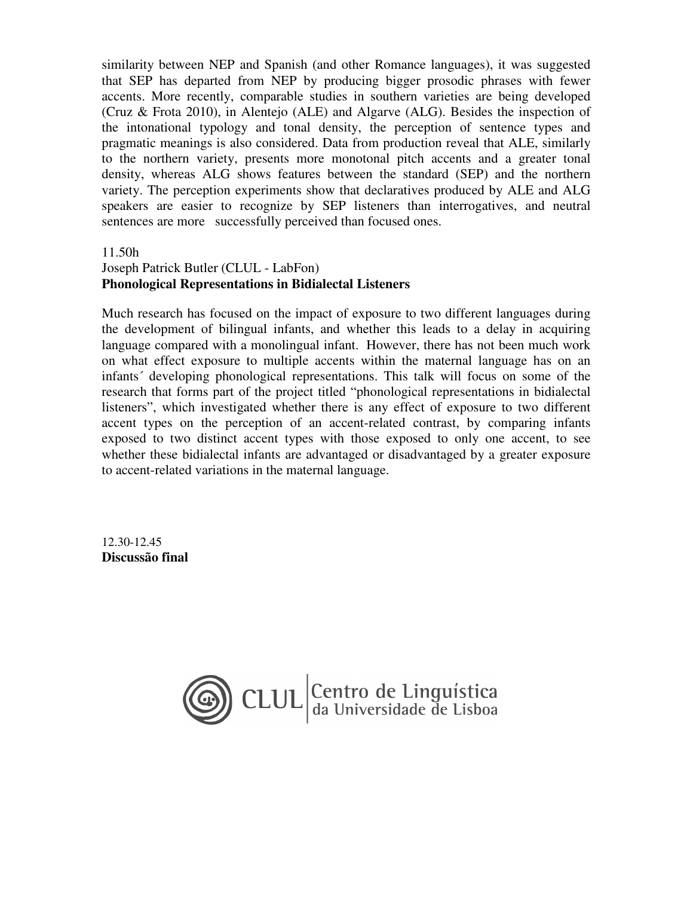similarity between NEP and Spanish (and other Romance languages), it was suggested that SEP has departed from NEP by producing bigger prosodic phrases with fewer accents. More recently, comparable studies in southern varieties are being developed (Cruz & Frota 2010), in Alentejo (ALE) and Algarve (ALG). Besides the inspection of the intonational typology and tonal density, the perception of sentence types and pragmatic meanings is also considered. Data from production reveal that ALE, similarly to the northern variety, presents more monotonal pitch accents and a greater tonal density, whereas ALG shows features between the standard (SEP) and the northern variety. The perception experiments show that declaratives produced by ALE and ALG speakers are easier to recognize by SEP listeners than interrogatives, and neutral sentences are more successfully perceived than focused ones.

11.50h
Joseph Patrick Butler (CLUL - LabFon)
**Phonological Representations in Bidialectal Listeners**

Much research has focused on the impact of exposure to two different languages during the development of bilingual infants, and whether this leads to a delay in acquiring language compared with a monolingual infant. However, there has not been much work on what effect exposure to multiple accents within the maternal language has on an infants´ developing phonological representations. This talk will focus on some of the research that forms part of the project titled "phonological representations in bidialectal listeners", which investigated whether there is any effect of exposure to two different accent types on the perception of an accent-related contrast, by comparing infants exposed to two distinct accent types with those exposed to only one accent, to see whether these bidialectal infants are advantaged or disadvantaged by a greater exposure to accent-related variations in the maternal language.

12.30-12.45
**Discussão final**

CLUL | Centro de Linguística da Universidade de Lisboa